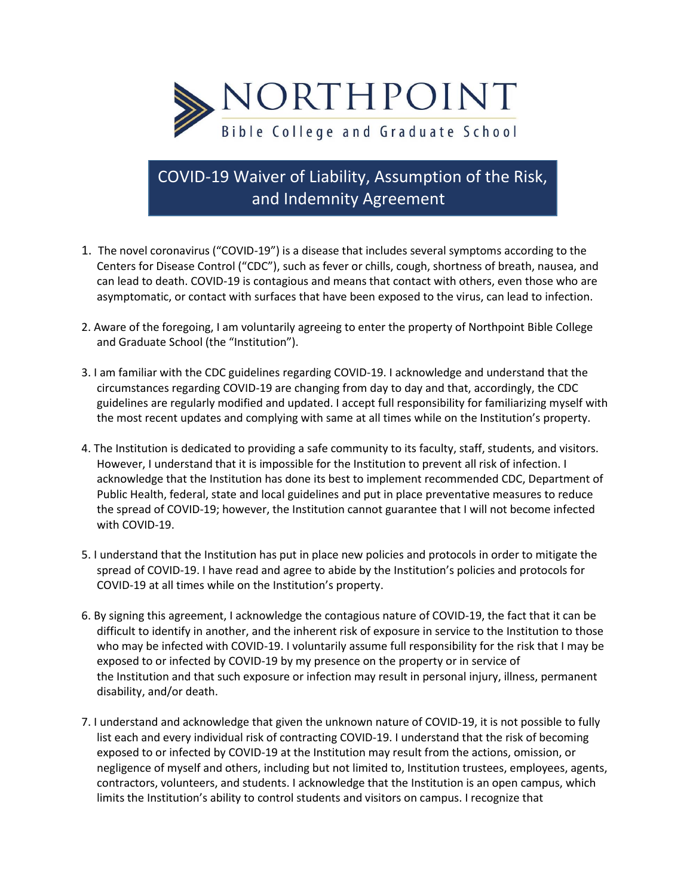# NORTHPOINT

Bible College and Graduate School

## COVID-19 Waiver of Liability, Assumption of the Risk, and Indemnity Agreement

1. The novel coronavirus ("COVID-19") is a disease that includes several symptoms according to the Centers for Disease Control ("CDC"), such as fever or chills, cough, shortness of breath, nausea, and can lead to death. COVID-19 is contagious and means that contact with others, even those who are asymptomatic, or contact with surfaces that have been exposed to the virus, can lead to infection.

2. Aware of the foregoing, I am voluntarily agreeing to enter the property of Northpoint Bible College and Graduate School (the "Institution").

3. I am familiar with the CDC guidelines regarding COVID-19. I acknowledge and understand that the circumstances regarding COVID-19 are changing from day to day and that, accordingly, the CDC guidelines are regularly modified and updated. I accept full responsibility for familiarizing myself with the most recent updates and complying with same at all times while on the Institution's property.

4. The Institution is dedicated to providing a safe community to its faculty, staff, students, and visitors. However, I understand that it is impossible for the Institution to prevent all risk of infection. I acknowledge that the Institution has done its best to implement recommended CDC, Department of Public Health, federal, state and local guidelines and put in place preventative measures to reduce the spread of COVID-19; however, the Institution cannot guarantee that I will not become infected with COVID-19.

5. I understand that the Institution has put in place new policies and protocols in order to mitigate the spread of COVID-19. I have read and agree to abide by the Institution's policies and protocols for COVID-19 at all times while on the Institution's property.

6. By signing this agreement, I acknowledge the contagious nature of COVID-19, the fact that it can be difficult to identify in another, and the inherent risk of exposure in service to the Institution to those who may be infected with COVID-19. I voluntarily assume full responsibility for the risk that I may be exposed to or infected by COVID-19 by my presence on the property or in service of the Institution and that such exposure or infection may result in personal injury, illness, permanent disability, and/or death.

7. I understand and acknowledge that given the unknown nature of COVID-19, it is not possible to fully list each and every individual risk of contracting COVID-19. I understand that the risk of becoming exposed to or infected by COVID-19 at the Institution may result from the actions, omission, or negligence of myself and others, including but not limited to, Institution trustees, employees, agents, contractors, volunteers, and students. I acknowledge that the Institution is an open campus, which limits the Institution's ability to control students and visitors on campus. I recognize that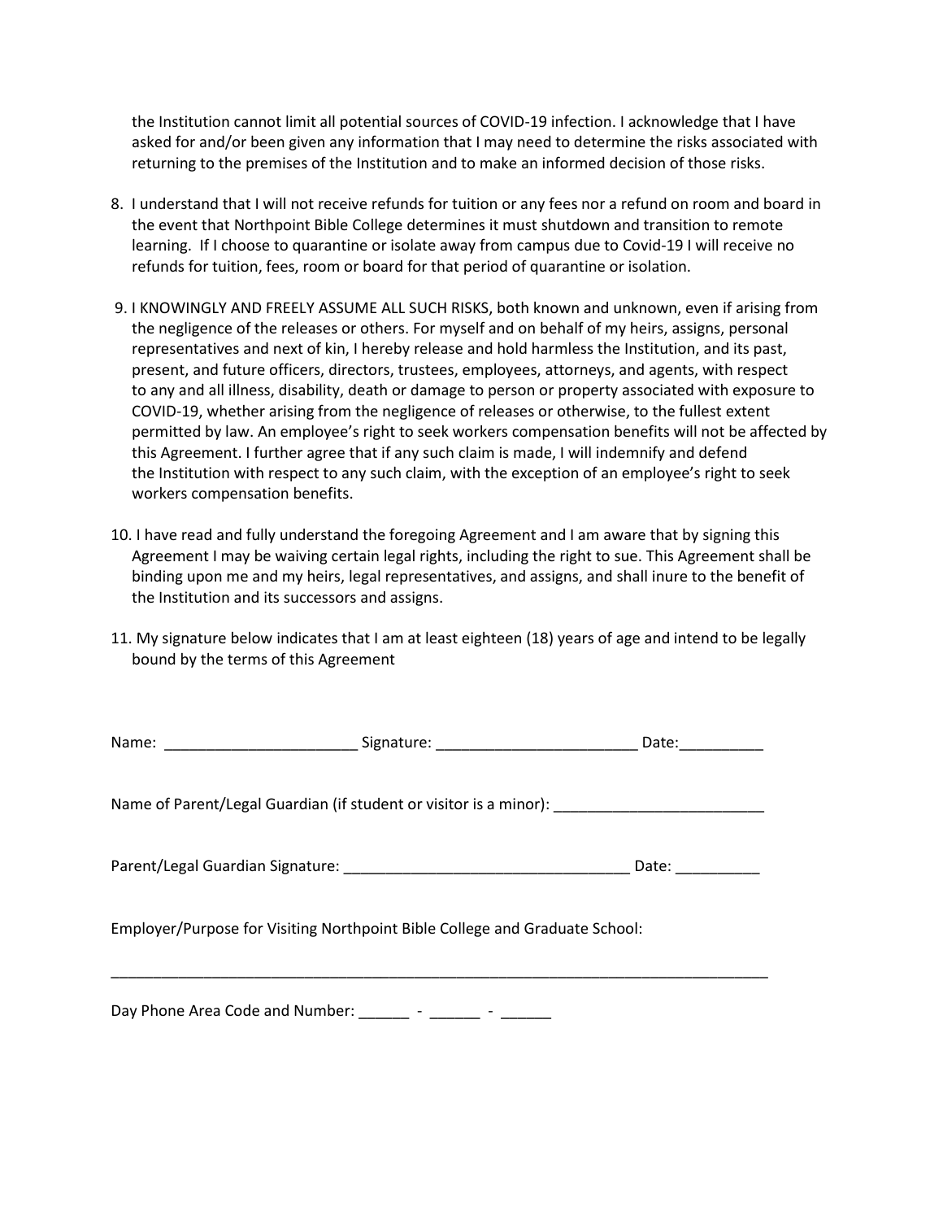the Institution cannot limit all potential sources of COVID-19 infection. I acknowledge that I have asked for and/or been given any information that I may need to determine the risks associated with returning to the premises of the Institution and to make an informed decision of those risks.

8. I understand that I will not receive refunds for tuition or any fees nor a refund on room and board in the event that Northpoint Bible College determines it must shutdown and transition to remote learning. If I choose to quarantine or isolate away from campus due to Covid-19 I will receive no refunds for tuition, fees, room or board for that period of quarantine or isolation.

9. I KNOWINGLY AND FREELY ASSUME ALL SUCH RISKS, both known and unknown, even if arising from the negligence of the releases or others. For myself and on behalf of my heirs, assigns, personal representatives and next of kin, I hereby release and hold harmless the Institution, and its past, present, and future officers, directors, trustees, employees, attorneys, and agents, with respect to any and all illness, disability, death or damage to person or property associated with exposure to COVID-19, whether arising from the negligence of releases or otherwise, to the fullest extent permitted by law. An employee's right to seek workers compensation benefits will not be affected by this Agreement. I further agree that if any such claim is made, I will indemnify and defend the Institution with respect to any such claim, with the exception of an employee's right to seek workers compensation benefits.

10. I have read and fully understand the foregoing Agreement and I am aware that by signing this Agreement I may be waiving certain legal rights, including the right to sue. This Agreement shall be binding upon me and my heirs, legal representatives, and assigns, and shall inure to the benefit of the Institution and its successors and assigns.

11. My signature below indicates that I am at least eighteen (18) years of age and intend to be legally bound by the terms of this Agreement

Name: _______________________ Signature: ________________________ Date:__________

Name of Parent/Legal Guardian (if student or visitor is a minor): ________________________

Parent/Legal Guardian Signature: _________________________________ Date: __________

Employer/Purpose for Visiting Northpoint Bible College and Graduate School:

_______________________________________________________________________________

Day Phone Area Code and Number: ______ - ______ - ______